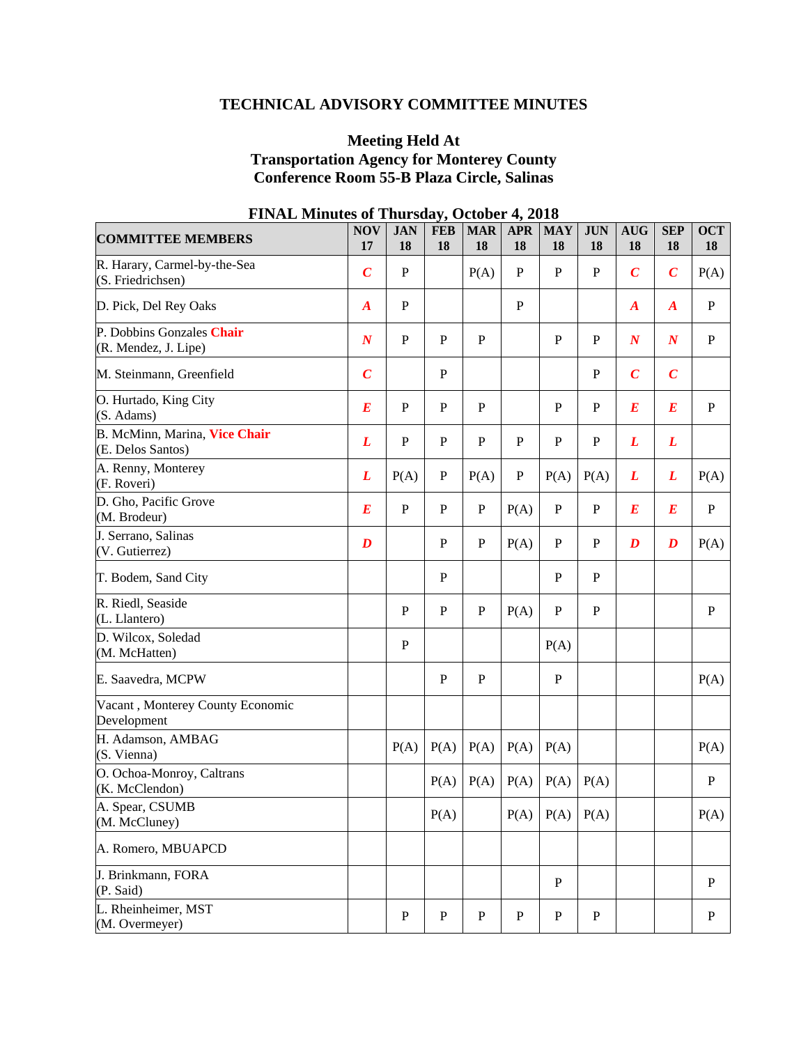**TECHNICAL ADVISORY COMMITTEE MINUTES**

**Meeting Held At**
**Transportation Agency for Monterey County**
**Conference Room 55-B Plaza Circle, Salinas**

**FINAL Minutes of Thursday, October 4, 2018**

| COMMITTEE MEMBERS | NOV 17 | JAN 18 | FEB 18 | MAR 18 | APR 18 | MAY 18 | JUN 18 | AUG 18 | SEP 18 | OCT 18 |
|---|---|---|---|---|---|---|---|---|---|---|
| R. Harary, Carmel-by-the-Sea (S. Friedrichsen) | ***C*** | P | | P(A) | P | P | P | ***C*** | ***C*** | P(A) |
| D. Pick, Del Rey Oaks | ***A*** | P | | | P | | | ***A*** | ***A*** | P |
| P. Dobbins Gonzales **Chair** (R. Mendez, J. Lipe) | ***N*** | P | P | P | | P | P | ***N*** | ***N*** | P |
| M. Steinmann, Greenfield | ***C*** | | P | | | | P | ***C*** | ***C*** | |
| O. Hurtado, King City (S. Adams) | ***E*** | P | P | P | | P | P | ***E*** | ***E*** | P |
| B. McMinn, Marina, **Vice Chair** (E. Delos Santos) | ***L*** | P | P | P | P | P | P | ***L*** | ***L*** | |
| A. Renny, Monterey (F. Roveri) | ***L*** | P(A) | P | P(A) | P | P(A) | P(A) | ***L*** | ***L*** | P(A) |
| D. Gho, Pacific Grove (M. Brodeur) | ***E*** | P | P | P | P(A) | P | P | ***E*** | ***E*** | P |
| J. Serrano, Salinas (V. Gutierrez) | ***D*** | | P | P | P(A) | P | P | ***D*** | ***D*** | P(A) |
| T. Bodem, Sand City | | | P | | | P | P | | | |
| R. Riedl, Seaside (L. Llantero) | | P | P | P | P(A) | P | P | | | P |
| D. Wilcox, Soledad (M. McHatten) | | P | | | | P(A) | | | | |
| E. Saavedra, MCPW | | | P | P | | P | | | | P(A) |
| Vacant , Monterey County Economic Development | | | | | | | | | | |
| H. Adamson, AMBAG (S. Vienna) | | P(A) | P(A) | P(A) | P(A) | P(A) | | | | P(A) |
| O. Ochoa-Monroy, Caltrans (K. McClendon) | | | P(A) | P(A) | P(A) | P(A) | P(A) | | | P |
| A. Spear, CSUMB (M. McCluney) | | | P(A) | | P(A) | P(A) | P(A) | | | P(A) |
| A. Romero, MBUAPCD | | | | | | | | | | |
| J. Brinkmann, FORA (P. Said) | | | | | | P | | | | P |
| L. Rheinheimer, MST (M. Overmeyer) | | P | P | P | P | P | P | | | P |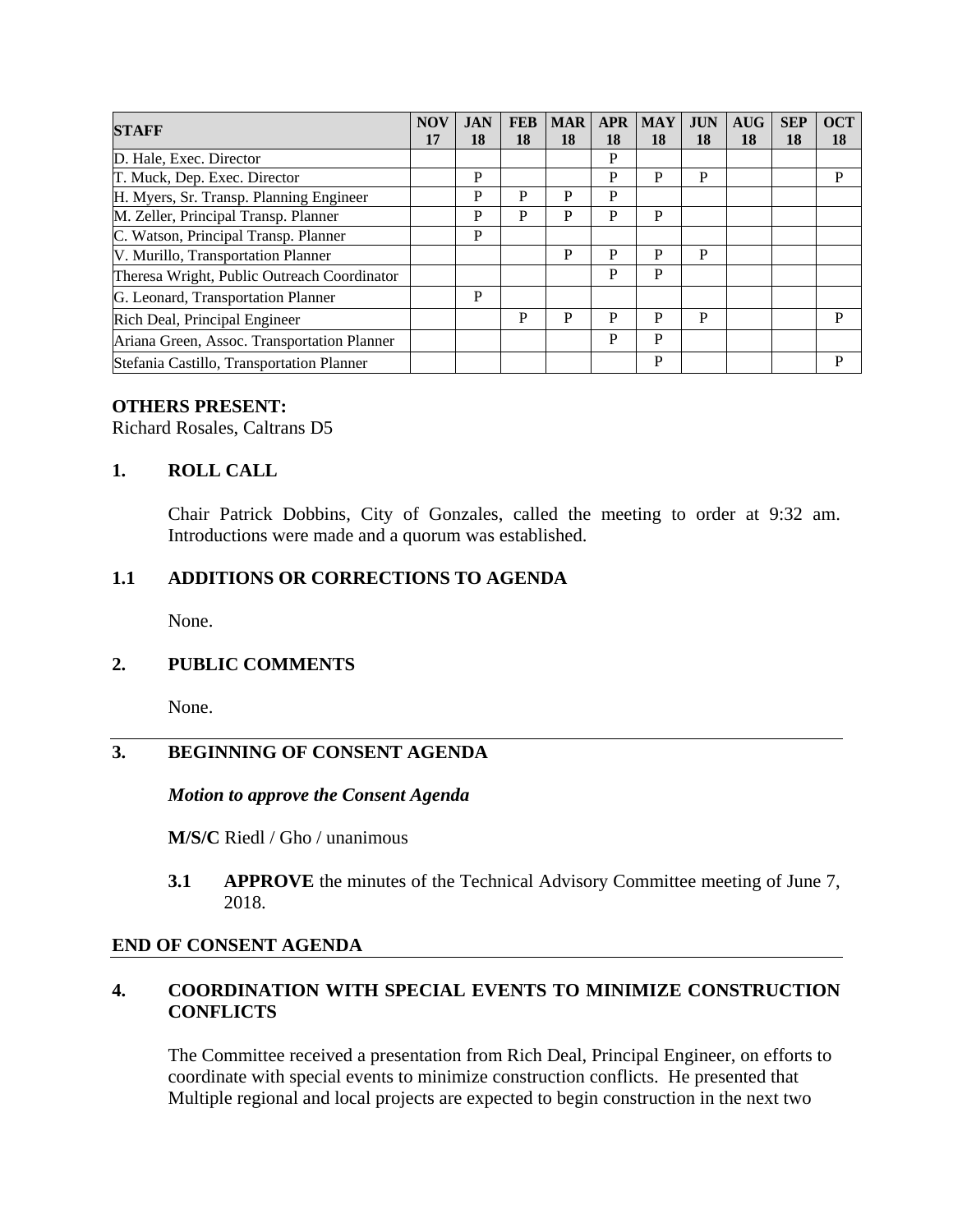| STAFF | NOV 17 | JAN 18 | FEB 18 | MAR 18 | APR 18 | MAY 18 | JUN 18 | AUG 18 | SEP 18 | OCT 18 |
|---|---|---|---|---|---|---|---|---|---|---|
| D. Hale, Exec. Director | | | | | P | | | | | |
| T. Muck, Dep. Exec. Director | | P | | | P | P | P | | | P |
| H. Myers, Sr. Transp. Planning Engineer | | P | P | P | P | | | | | |
| M. Zeller, Principal Transp. Planner | | P | P | P | P | P | | | | |
| C. Watson, Principal Transp. Planner | | P | | | | | | | | |
| V. Murillo, Transportation Planner | | | | P | P | P | P | | | |
| Theresa Wright, Public Outreach Coordinator | | | | | P | P | | | | |
| G. Leonard, Transportation Planner | | P | | | | | | | | |
| Rich Deal, Principal Engineer | | | P | P | P | P | P | | | P |
| Ariana Green, Assoc. Transportation Planner | | | | | P | P | | | | |
| Stefania Castillo, Transportation Planner | | | | | | P | | | | P |

**OTHERS PRESENT:**
Richard Rosales, Caltrans D5

## 1. ROLL CALL

Chair Patrick Dobbins, City of Gonzales, called the meeting to order at 9:32 am. Introductions were made and a quorum was established.

## 1.1 ADDITIONS OR CORRECTIONS TO AGENDA

None.

## 2. PUBLIC COMMENTS

None.

---

## 3. BEGINNING OF CONSENT AGENDA

***Motion to approve the Consent Agenda***

**M/S/C** Riedl / Gho / unanimous

**3.1 APPROVE** the minutes of the Technical Advisory Committee meeting of June 7, 2018.

**END OF CONSENT AGENDA**

---

## 4. COORDINATION WITH SPECIAL EVENTS TO MINIMIZE CONSTRUCTION CONFLICTS

The Committee received a presentation from Rich Deal, Principal Engineer, on efforts to coordinate with special events to minimize construction conflicts. He presented that Multiple regional and local projects are expected to begin construction in the next two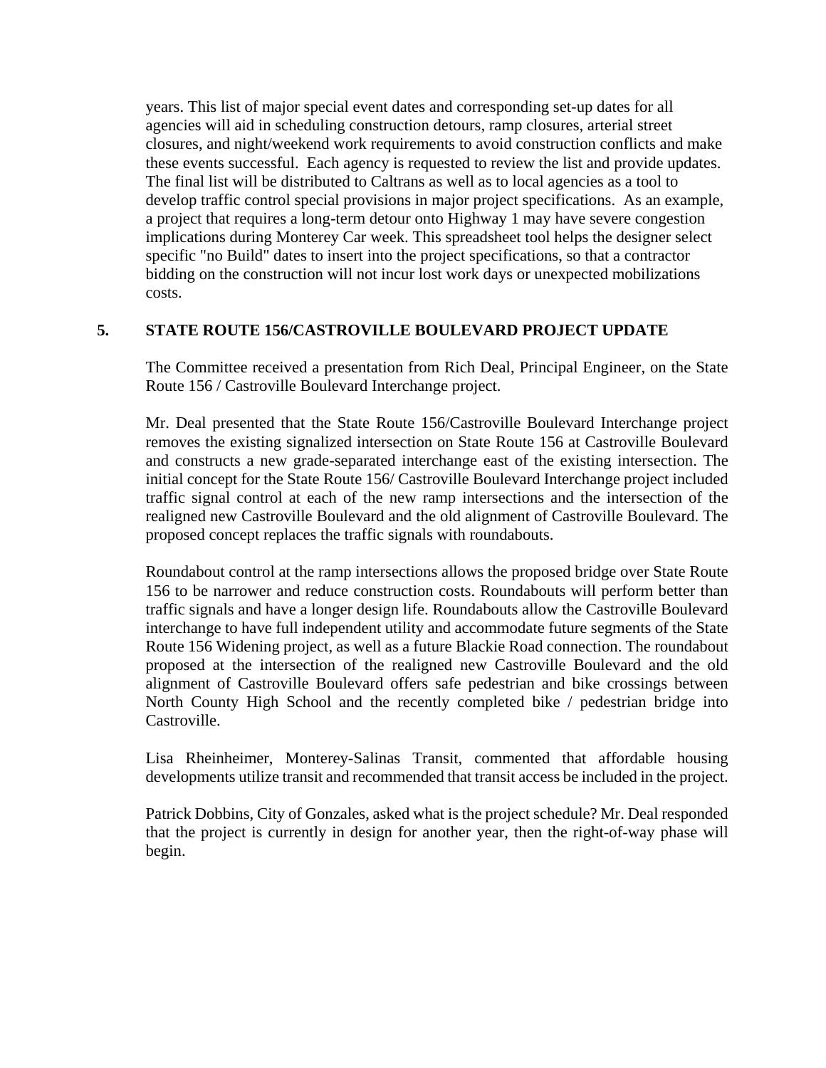years. This list of major special event dates and corresponding set-up dates for all agencies will aid in scheduling construction detours, ramp closures, arterial street closures, and night/weekend work requirements to avoid construction conflicts and make these events successful. Each agency is requested to review the list and provide updates. The final list will be distributed to Caltrans as well as to local agencies as a tool to develop traffic control special provisions in major project specifications. As an example, a project that requires a long-term detour onto Highway 1 may have severe congestion implications during Monterey Car week. This spreadsheet tool helps the designer select specific "no Build" dates to insert into the project specifications, so that a contractor bidding on the construction will not incur lost work days or unexpected mobilizations costs.

## 5. STATE ROUTE 156/CASTROVILLE BOULEVARD PROJECT UPDATE

The Committee received a presentation from Rich Deal, Principal Engineer, on the State Route 156 / Castroville Boulevard Interchange project.

Mr. Deal presented that the State Route 156/Castroville Boulevard Interchange project removes the existing signalized intersection on State Route 156 at Castroville Boulevard and constructs a new grade-separated interchange east of the existing intersection. The initial concept for the State Route 156/ Castroville Boulevard Interchange project included traffic signal control at each of the new ramp intersections and the intersection of the realigned new Castroville Boulevard and the old alignment of Castroville Boulevard. The proposed concept replaces the traffic signals with roundabouts.

Roundabout control at the ramp intersections allows the proposed bridge over State Route 156 to be narrower and reduce construction costs. Roundabouts will perform better than traffic signals and have a longer design life. Roundabouts allow the Castroville Boulevard interchange to have full independent utility and accommodate future segments of the State Route 156 Widening project, as well as a future Blackie Road connection. The roundabout proposed at the intersection of the realigned new Castroville Boulevard and the old alignment of Castroville Boulevard offers safe pedestrian and bike crossings between North County High School and the recently completed bike / pedestrian bridge into Castroville.

Lisa Rheinheimer, Monterey-Salinas Transit, commented that affordable housing developments utilize transit and recommended that transit access be included in the project.

Patrick Dobbins, City of Gonzales, asked what is the project schedule? Mr. Deal responded that the project is currently in design for another year, then the right-of-way phase will begin.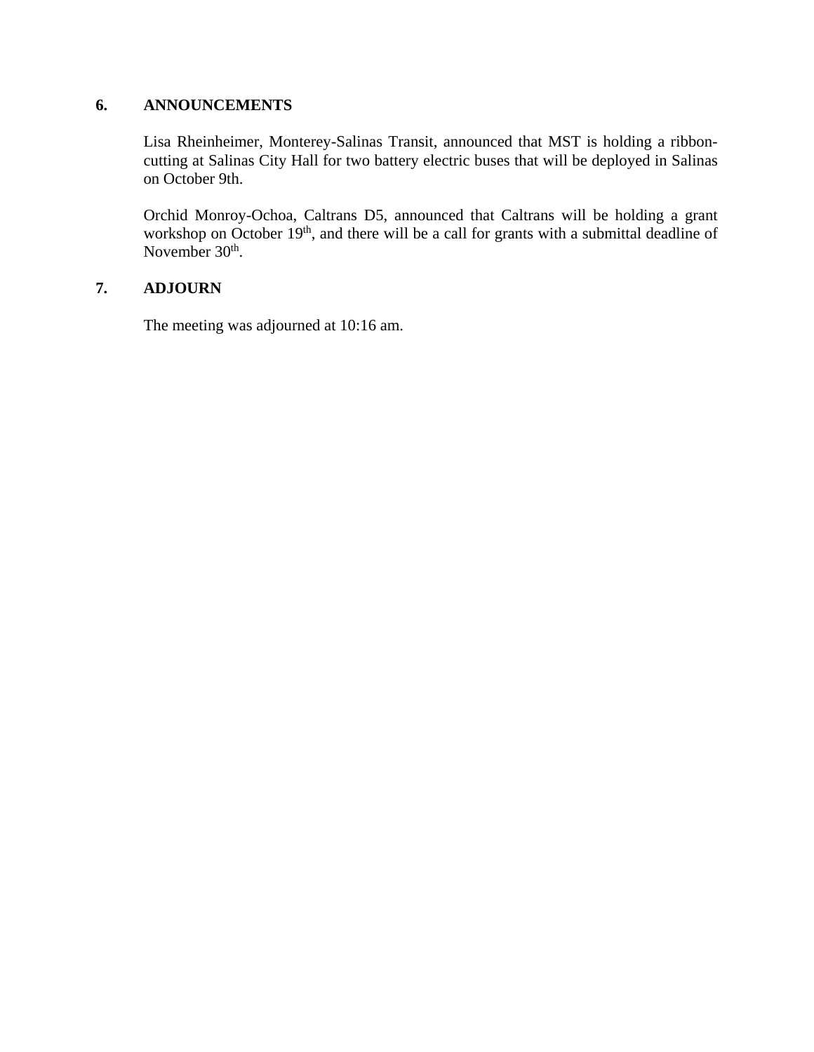## 6. ANNOUNCEMENTS

Lisa Rheinheimer, Monterey-Salinas Transit, announced that MST is holding a ribbon-cutting at Salinas City Hall for two battery electric buses that will be deployed in Salinas on October 9th.

Orchid Monroy-Ochoa, Caltrans D5, announced that Caltrans will be holding a grant workshop on October 19th, and there will be a call for grants with a submittal deadline of November 30th.

## 7. ADJOURN

The meeting was adjourned at 10:16 am.